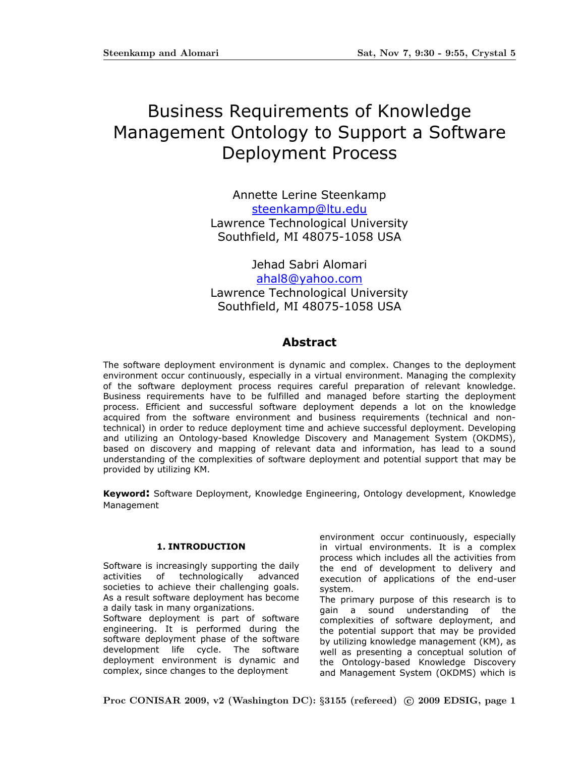# Business Requirements of Knowledge Management Ontology to Support a Software Deployment Process

Annette Lerine Steenkamp
steenkamp@ltu.edu
Lawrence Technological University
Southfield, MI 48075-1058 USA

Jehad Sabri Alomari
ahal8@yahoo.com
Lawrence Technological University
Southfield, MI 48075-1058 USA

## Abstract

The software deployment environment is dynamic and complex. Changes to the deployment environment occur continuously, especially in a virtual environment. Managing the complexity of the software deployment process requires careful preparation of relevant knowledge. Business requirements have to be fulfilled and managed before starting the deployment process. Efficient and successful software deployment depends a lot on the knowledge acquired from the software environment and business requirements (technical and non-technical) in order to reduce deployment time and achieve successful deployment. Developing and utilizing an Ontology-based Knowledge Discovery and Management System (OKDMS), based on discovery and mapping of relevant data and information, has lead to a sound understanding of the complexities of software deployment and potential support that may be provided by utilizing KM.

**Keyword:** Software Deployment, Knowledge Engineering, Ontology development, Knowledge Management

## 1. INTRODUCTION

Software is increasingly supporting the daily activities of technologically advanced societies to achieve their challenging goals. As a result software deployment has become a daily task in many organizations.

Software deployment is part of software engineering. It is performed during the software deployment phase of the software development life cycle. The software deployment environment is dynamic and complex, since changes to the deployment environment occur continuously, especially in virtual environments. It is a complex process which includes all the activities from the end of development to delivery and execution of applications of the end-user system.

The primary purpose of this research is to gain a sound understanding of the complexities of software deployment, and the potential support that may be provided by utilizing knowledge management (KM), as well as presenting a conceptual solution of the Ontology-based Knowledge Discovery and Management System (OKDMS) which is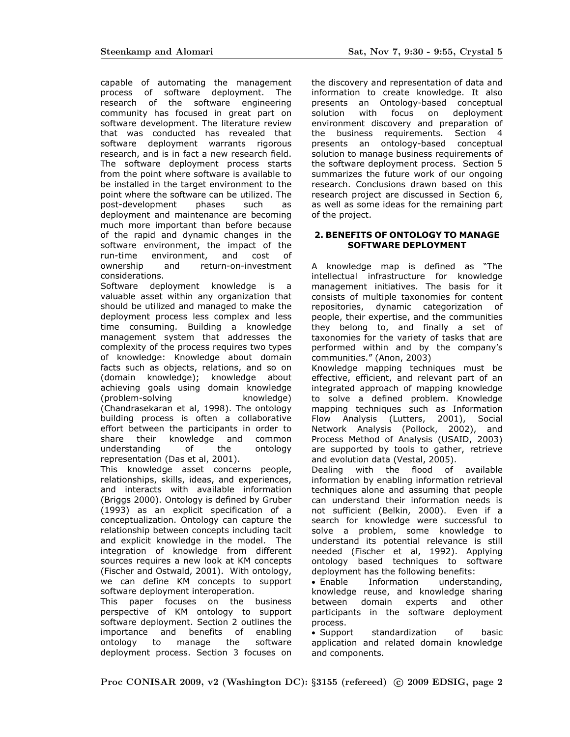capable of automating the management process of software deployment. The research of the software engineering community has focused in great part on software development. The literature review that was conducted has revealed that software deployment warrants rigorous research, and is in fact a new research field. The software deployment process starts from the point where software is available to be installed in the target environment to the point where the software can be utilized. The post-development phases such as deployment and maintenance are becoming much more important than before because of the rapid and dynamic changes in the software environment, the impact of the run-time environment, and cost of ownership and return-on-investment considerations.

Software deployment knowledge is a valuable asset within any organization that should be utilized and managed to make the deployment process less complex and less time consuming. Building a knowledge management system that addresses the complexity of the process requires two types of knowledge: Knowledge about domain facts such as objects, relations, and so on (domain knowledge); knowledge about achieving goals using domain knowledge (problem-solving knowledge) (Chandrasekaran et al, 1998). The ontology building process is often a collaborative effort between the participants in order to share their knowledge and common understanding of the ontology representation (Das et al, 2001).

This knowledge asset concerns people, relationships, skills, ideas, and experiences, and interacts with available information (Briggs 2000). Ontology is defined by Gruber (1993) as an explicit specification of a conceptualization. Ontology can capture the relationship between concepts including tacit and explicit knowledge in the model. The integration of knowledge from different sources requires a new look at KM concepts (Fischer and Ostwald, 2001). With ontology, we can define KM concepts to support software deployment interoperation.

This paper focuses on the business perspective of KM ontology to support software deployment. Section 2 outlines the importance and benefits of enabling ontology to manage the software deployment process. Section 3 focuses on the discovery and representation of data and information to create knowledge. It also presents an Ontology-based conceptual solution with focus on deployment environment discovery and preparation of the business requirements. Section 4 presents an ontology-based conceptual solution to manage business requirements of the software deployment process. Section 5 summarizes the future work of our ongoing research. Conclusions drawn based on this research project are discussed in Section 6, as well as some ideas for the remaining part of the project.

## 2. BENEFITS OF ONTOLOGY TO MANAGE SOFTWARE DEPLOYMENT

A knowledge map is defined as "The intellectual infrastructure for knowledge management initiatives. The basis for it consists of multiple taxonomies for content repositories, dynamic categorization of people, their expertise, and the communities they belong to, and finally a set of taxonomies for the variety of tasks that are performed within and by the company's communities." (Anon, 2003)

Knowledge mapping techniques must be effective, efficient, and relevant part of an integrated approach of mapping knowledge to solve a defined problem. Knowledge mapping techniques such as Information Flow Analysis (Lutters, 2001), Social Network Analysis (Pollock, 2002), and Process Method of Analysis (USAID, 2003) are supported by tools to gather, retrieve and evolution data (Vestal, 2005).

Dealing with the flood of available information by enabling information retrieval techniques alone and assuming that people can understand their information needs is not sufficient (Belkin, 2000). Even if a search for knowledge were successful to solve a problem, some knowledge to understand its potential relevance is still needed (Fischer et al, 1992). Applying ontology based techniques to software deployment has the following benefits:

- Enable Information understanding, knowledge reuse, and knowledge sharing between domain experts and other participants in the software deployment process.
- Support standardization of basic application and related domain knowledge and components.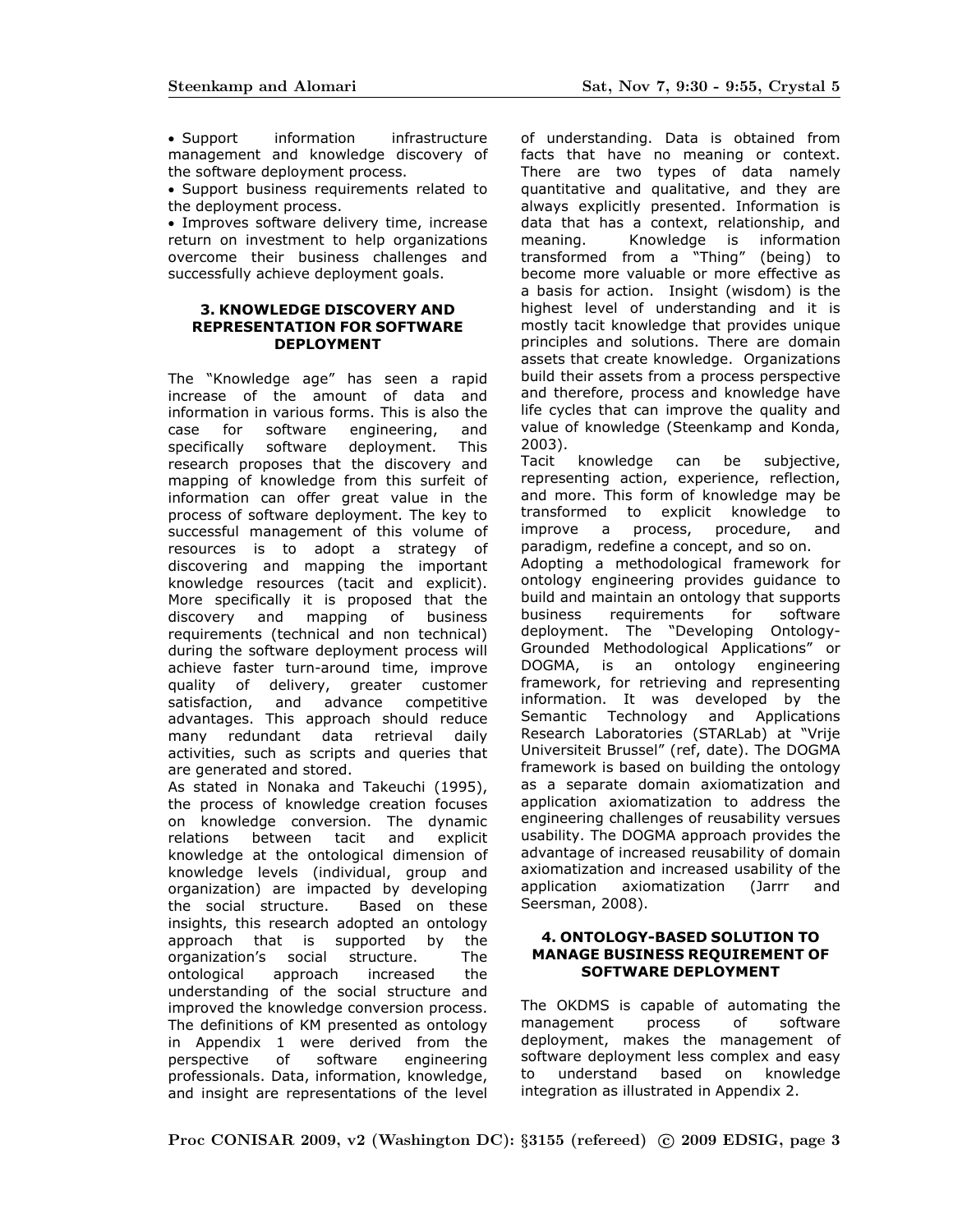- Support information infrastructure management and knowledge discovery of the software deployment process.
- Support business requirements related to the deployment process.
- Improves software delivery time, increase return on investment to help organizations overcome their business challenges and successfully achieve deployment goals.

## 3. KNOWLEDGE DISCOVERY AND REPRESENTATION FOR SOFTWARE DEPLOYMENT

The "Knowledge age" has seen a rapid increase of the amount of data and information in various forms. This is also the case for software engineering, and specifically software deployment. This research proposes that the discovery and mapping of knowledge from this surfeit of information can offer great value in the process of software deployment. The key to successful management of this volume of resources is to adopt a strategy of discovering and mapping the important knowledge resources (tacit and explicit). More specifically it is proposed that the discovery and mapping of business requirements (technical and non technical) during the software deployment process will achieve faster turn-around time, improve quality of delivery, greater customer satisfaction, and advance competitive advantages. This approach should reduce many redundant data retrieval daily activities, such as scripts and queries that are generated and stored.

As stated in Nonaka and Takeuchi (1995), the process of knowledge creation focuses on knowledge conversion. The dynamic relations between tacit and explicit knowledge at the ontological dimension of knowledge levels (individual, group and organization) are impacted by developing the social structure. Based on these insights, this research adopted an ontology approach that is supported by the organization's social structure. The ontological approach increased the understanding of the social structure and improved the knowledge conversion process. The definitions of KM presented as ontology in Appendix 1 were derived from the perspective of software engineering professionals. Data, information, knowledge, and insight are representations of the level of understanding. Data is obtained from facts that have no meaning or context. There are two types of data namely quantitative and qualitative, and they are always explicitly presented. Information is data that has a context, relationship, and meaning. Knowledge is information transformed from a "Thing" (being) to become more valuable or more effective as a basis for action. Insight (wisdom) is the highest level of understanding and it is mostly tacit knowledge that provides unique principles and solutions. There are domain assets that create knowledge. Organizations build their assets from a process perspective and therefore, process and knowledge have life cycles that can improve the quality and value of knowledge (Steenkamp and Konda, 2003).

Tacit knowledge can be subjective, representing action, experience, reflection, and more. This form of knowledge may be transformed to explicit knowledge to improve a process, procedure, and paradigm, redefine a concept, and so on.

Adopting a methodological framework for ontology engineering provides guidance to build and maintain an ontology that supports business requirements for software deployment. The "Developing Ontology-Grounded Methodological Applications" or DOGMA, is an ontology engineering framework, for retrieving and representing information. It was developed by the Semantic Technology and Applications Research Laboratories (STARLab) at "Vrije Universiteit Brussel" (ref, date). The DOGMA framework is based on building the ontology as a separate domain axiomatization and application axiomatization to address the engineering challenges of reusability verses usability. The DOGMA approach provides the advantage of increased reusability of domain axiomatization and increased usability of the application axiomatization (Jarrr and Seersman, 2008).

## 4. ONTOLOGY-BASED SOLUTION TO MANAGE BUSINESS REQUIREMENT OF SOFTWARE DEPLOYMENT

The OKDMS is capable of automating the management process of software deployment, makes the management of software deployment less complex and easy to understand based on knowledge integration as illustrated in Appendix 2.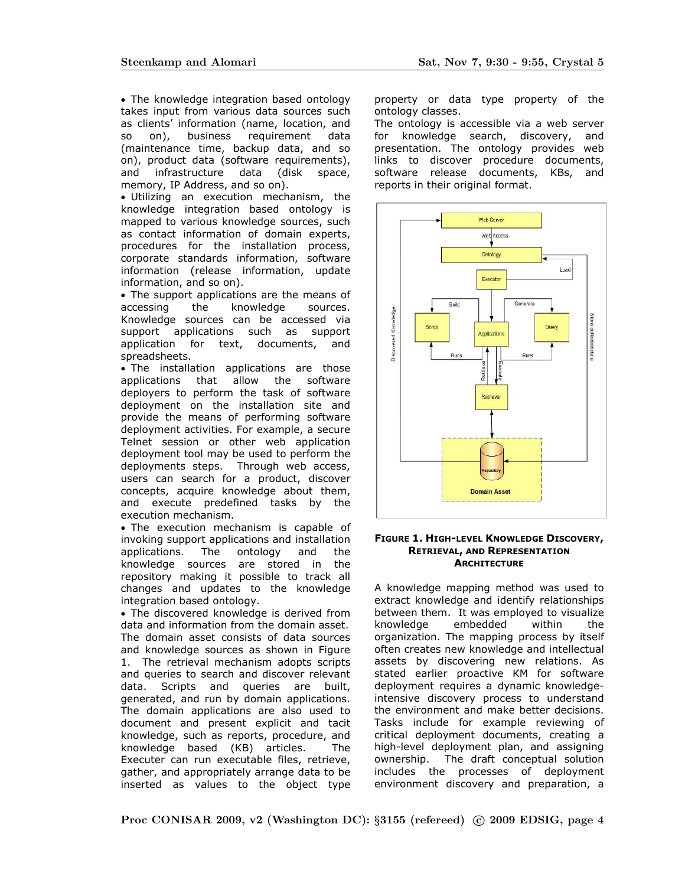• The knowledge integration based ontology takes input from various data sources such as clients' information (name, location, and so on), business requirement data (maintenance time, backup data, and so on), product data (software requirements), and infrastructure data (disk space, memory, IP Address, and so on).

• Utilizing an execution mechanism, the knowledge integration based ontology is mapped to various knowledge sources, such as contact information of domain experts, procedures for the installation process, corporate standards information, software information (release information, update information, and so on).

• The support applications are the means of accessing the knowledge sources. Knowledge sources can be accessed via support applications such as support application for text, documents, and spreadsheets.

• The installation applications are those applications that allow the software deployers to perform the task of software deployment on the installation site and provide the means of performing software deployment activities. For example, a secure Telnet session or other web application deployment tool may be used to perform the deployments steps. Through web access, users can search for a product, discover concepts, acquire knowledge about them, and execute predefined tasks by the execution mechanism.

• The execution mechanism is capable of invoking support applications and installation applications. The ontology and the knowledge sources are stored in the repository making it possible to track all changes and updates to the knowledge integration based ontology.

• The discovered knowledge is derived from data and information from the domain asset. The domain asset consists of data sources and knowledge sources as shown in Figure 1. The retrieval mechanism adopts scripts and queries to search and discover relevant data. Scripts and queries are built, generated, and run by domain applications. The domain applications are also used to document and present explicit and tacit knowledge, such as reports, procedure, and knowledge based (KB) articles. The Executer can run executable files, retrieve, gather, and appropriately arrange data to be inserted as values to the object type property or data type property of the ontology classes.

The ontology is accessible via a web server for knowledge search, discovery, and presentation. The ontology provides web links to discover procedure documents, software release documents, KBs, and reports in their original format.

**FIGURE 1. HIGH-LEVEL KNOWLEDGE DISCOVERY, RETRIEVAL, AND REPRESENTATION ARCHITECTURE**

A knowledge mapping method was used to extract knowledge and identify relationships between them. It was employed to visualize knowledge embedded within the organization. The mapping process by itself often creates new knowledge and intellectual assets by discovering new relations. As stated earlier proactive KM for software deployment requires a dynamic knowledge-intensive discovery process to understand the environment and make better decisions. Tasks include for example reviewing of critical deployment documents, creating a high-level deployment plan, and assigning ownership. The draft conceptual solution includes the processes of deployment environment discovery and preparation, a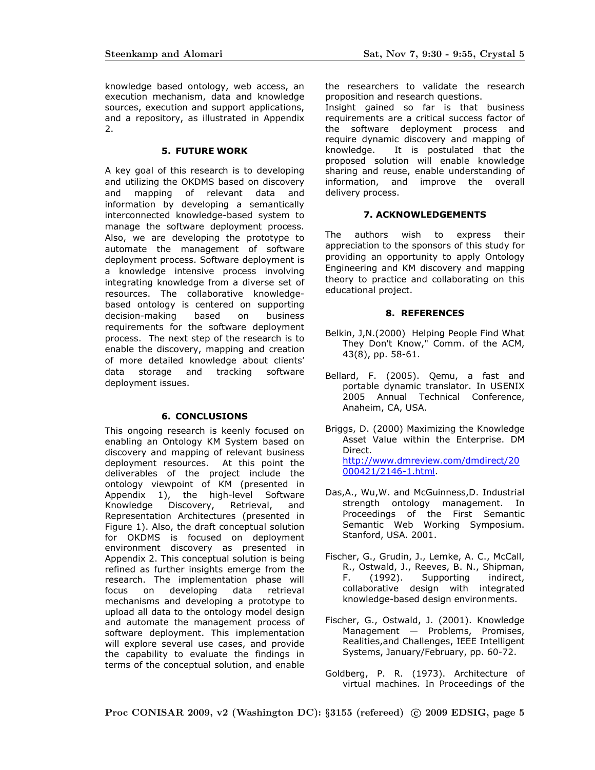knowledge based ontology, web access, an execution mechanism, data and knowledge sources, execution and support applications, and a repository, as illustrated in Appendix 2.

## 5. FUTURE WORK

A key goal of this research is to developing and utilizing the OKDMS based on discovery and mapping of relevant data and information by developing a semantically interconnected knowledge-based system to manage the software deployment process. Also, we are developing the prototype to automate the management of software deployment process. Software deployment is a knowledge intensive process involving integrating knowledge from a diverse set of resources. The collaborative knowledge-based ontology is centered on supporting decision-making based on business requirements for the software deployment process. The next step of the research is to enable the discovery, mapping and creation of more detailed knowledge about clients' data storage and tracking software deployment issues.

## 6. CONCLUSIONS

This ongoing research is keenly focused on enabling an Ontology KM System based on discovery and mapping of relevant business deployment resources. At this point the deliverables of the project include the ontology viewpoint of KM (presented in Appendix 1), the high-level Software Knowledge Discovery, Retrieval, and Representation Architectures (presented in Figure 1). Also, the draft conceptual solution for OKDMS is focused on deployment environment discovery as presented in Appendix 2. This conceptual solution is being refined as further insights emerge from the research. The implementation phase will focus on developing data retrieval mechanisms and developing a prototype to upload all data to the ontology model design and automate the management process of software deployment. This implementation will explore several use cases, and provide the capability to evaluate the findings in terms of the conceptual solution, and enable the researchers to validate the research proposition and research questions.

Insight gained so far is that business requirements are a critical success factor of the software deployment process and require dynamic discovery and mapping of knowledge. It is postulated that the proposed solution will enable knowledge sharing and reuse, enable understanding of information, and improve the overall delivery process.

## 7. ACKNOWLEDGEMENTS

The authors wish to express their appreciation to the sponsors of this study for providing an opportunity to apply Ontology Engineering and KM discovery and mapping theory to practice and collaborating on this educational project.

## 8. REFERENCES

Belkin, J,N.(2000) Helping People Find What They Don't Know," Comm. of the ACM, 43(8), pp. 58-61.

Bellard, F. (2005). Qemu, a fast and portable dynamic translator. In USENIX 2005 Annual Technical Conference, Anaheim, CA, USA.

Briggs, D. (2000) Maximizing the Knowledge Asset Value within the Enterprise. DM Direct. http://www.dmreview.com/dmdirect/20000421/2146-1.html.

Das,A., Wu,W. and McGuinness,D. Industrial strength ontology management. In Proceedings of the First Semantic Semantic Web Working Symposium. Stanford, USA. 2001.

Fischer, G., Grudin, J., Lemke, A. C., McCall, R., Ostwald, J., Reeves, B. N., Shipman, F. (1992). Supporting indirect, collaborative design with integrated knowledge-based design environments.

Fischer, G., Ostwald, J. (2001). Knowledge Management — Problems, Promises, Realities,and Challenges, IEEE Intelligent Systems, January/February, pp. 60-72.

Goldberg, P. R. (1973). Architecture of virtual machines. In Proceedings of the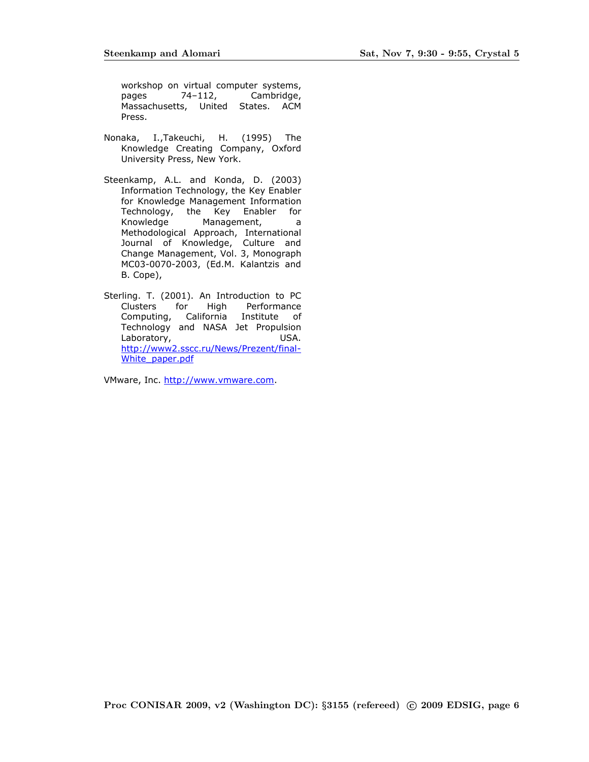workshop on virtual computer systems, pages 74–112, Cambridge, Massachusetts, United States. ACM Press.

Nonaka, I.,Takeuchi, H. (1995) The Knowledge Creating Company, Oxford University Press, New York.

Steenkamp, A.L. and Konda, D. (2003) Information Technology, the Key Enabler for Knowledge Management Information Technology, the Key Enabler for Knowledge Management, a Methodological Approach, International Journal of Knowledge, Culture and Change Management, Vol. 3, Monograph MC03-0070-2003, (Ed.M. Kalantzis and B. Cope),

Sterling. T. (2001). An Introduction to PC Clusters for High Performance Computing, California Institute of Technology and NASA Jet Propulsion Laboratory, USA. http://www2.sscc.ru/News/Prezent/final-White_paper.pdf

VMware, Inc. http://www.vmware.com.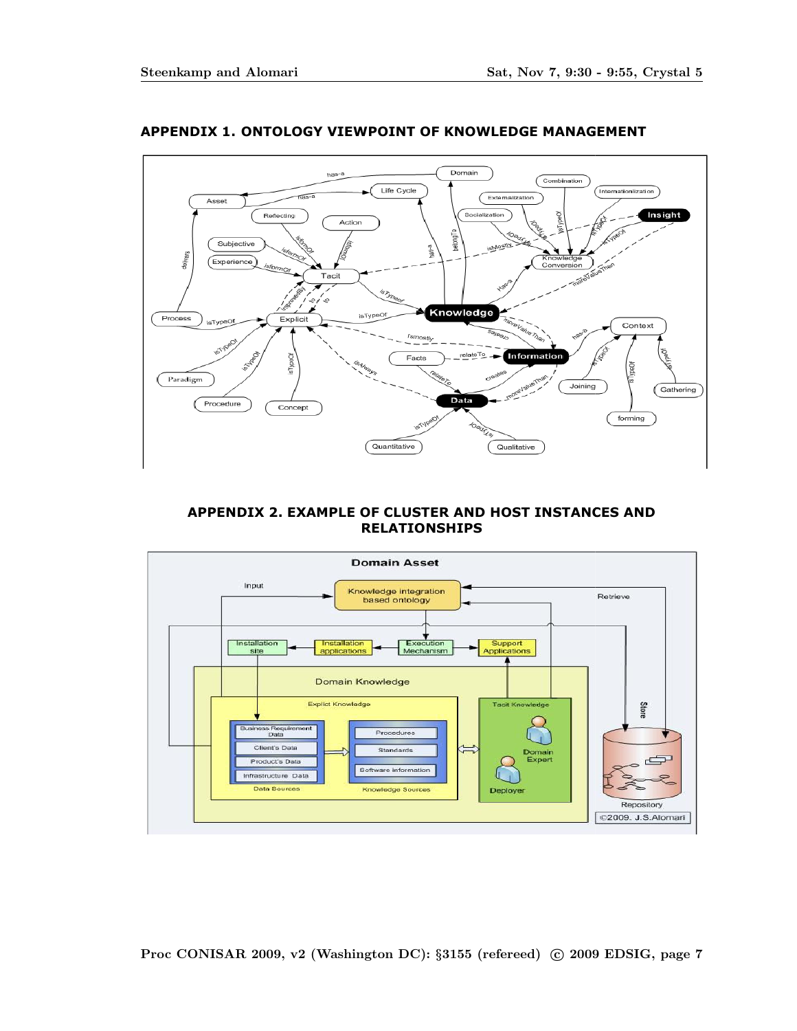## APPENDIX 1. ONTOLOGY VIEWPOINT OF KNOWLEDGE MANAGEMENT

## APPENDIX 2. EXAMPLE OF CLUSTER AND HOST INSTANCES AND RELATIONSHIPS